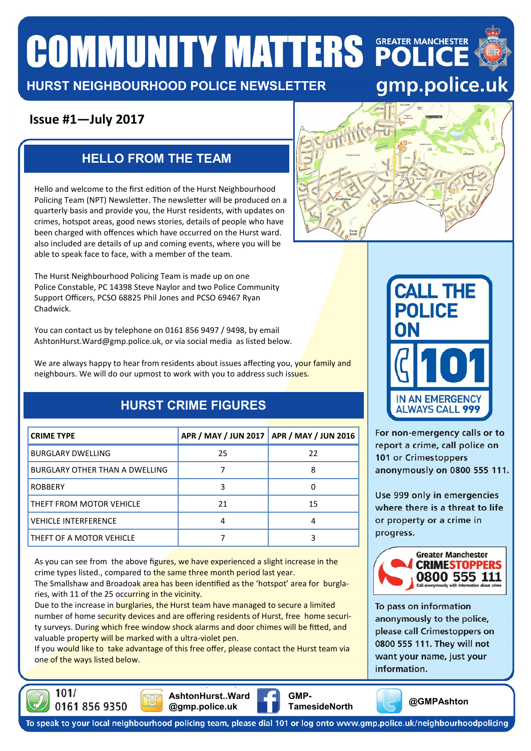# COMMUNITY MATTERS

GREATER MANCHESTER POLICE

## HURST NEIGHBOURHOOD POLICE NEWSLETTER

gmp.police.uk

**Issue #1—July 2017**

## HELLO FROM THE TEAM

Hello and welcome to the first edition of the Hurst Neighbourhood Policing Team (NPT) Newsletter. The newsletter will be produced on a quarterly basis and provide you, the Hurst residents, with updates on crimes, hotspot areas, good news stories, details of people who have been charged with offences which have occurred on the Hurst ward. also included are details of up and coming events, where you will be able to speak face to face, with a member of the team.

The Hurst Neighbourhood Policing Team is made up on one Police Constable, PC 14398 Steve Naylor and two Police Community Support Officers, PCSO 68825 Phil Jones and PCSO 69467 Ryan Chadwick.

You can contact us by telephone on 0161 856 9497 / 9498, by email AshtonHurst.Ward@gmp.police.uk, or via social media as listed below.

We are always happy to hear from residents about issues affecting you, your family and neighbours. We will do our upmost to work with you to address such issues.

## HURST CRIME FIGURES

| CRIME TYPE | APR / MAY / JUN 2017 | APR / MAY / JUN 2016 |
|---|---|---|
| BURGLARY DWELLING | 25 | 22 |
| BURGLARY OTHER THAN A DWELLING | 7 | 8 |
| ROBBERY | 3 | 0 |
| THEFT FROM MOTOR VEHICLE | 21 | 15 |
| VEHICLE INTERFERENCE | 4 | 4 |
| THEFT OF A MOTOR VEHICLE | 7 | 3 |

As you can see from the above figures, we have experienced a slight increase in the crime types listed., compared to the same three month period last year.

The Smallshaw and Broadoak area has been identified as the 'hotspot' area for burglaries, with 11 of the 25 occurring in the vicinity.

Due to the increase in burglaries, the Hurst team have managed to secure a limited number of home security devices and are offering residents of Hurst, free home security surveys. During which free window shock alarms and door chimes will be fitted, and valuable property will be marked with a ultra-violet pen.

If you would like to take advantage of this free offer, please contact the Hurst team via one of the ways listed below.

**CALL THE POLICE ON 101**

**IN AN EMERGENCY ALWAYS CALL 999**

**For non-emergency calls or to report a crime, call police on 101 or Crimestoppers anonymously on 0800 555 111.**

**Use 999 only in emergencies where there is a threat to life or property or a crime in progress.**

Greater Manchester CRIMESTOPPERS 0800 555 111
Call anonymously with information about crime

**To pass on information anonymously to the police, please call Crimestoppers on 0800 555 111. They will not want your name, just your information.**

101/ 0161 856 9350

AshtonHurst..Ward @gmp.police.uk

GMP-TamesideNorth

@GMPAshton

**To speak to your local neighbourhood policing team, please dial 101 or log onto www.gmp.police.uk/neighbourhoodpolicing**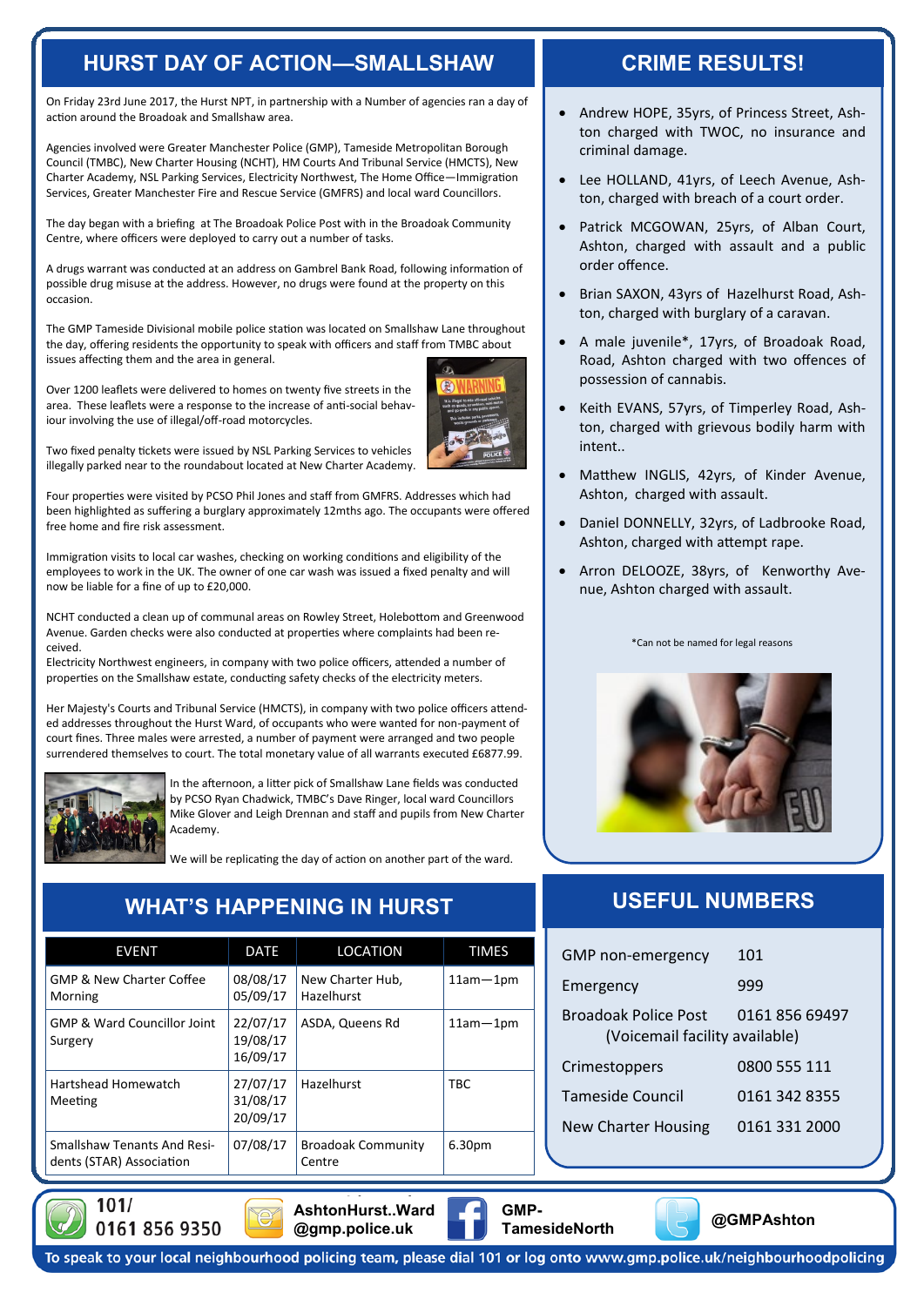## HURST DAY OF ACTION—SMALLSHAW

On Friday 23rd June 2017, the Hurst NPT, in partnership with a Number of agencies ran a day of action around the Broadoak and Smallshaw area.

Agencies involved were Greater Manchester Police (GMP), Tameside Metropolitan Borough Council (TMBC), New Charter Housing (NCHT), HM Courts And Tribunal Service (HMCTS), New Charter Academy, NSL Parking Services, Electricity Northwest, The Home Office—Immigration Services, Greater Manchester Fire and Rescue Service (GMFRS) and local ward Councillors.

The day began with a briefing at The Broadoak Police Post with in the Broadoak Community Centre, where officers were deployed to carry out a number of tasks.

A drugs warrant was conducted at an address on Gambrel Bank Road, following information of possible drug misuse at the address. However, no drugs were found at the property on this occasion.

The GMP Tameside Divisional mobile police station was located on Smallshaw Lane throughout the day, offering residents the opportunity to speak with officers and staff from TMBC about issues affecting them and the area in general.

Over 1200 leaflets were delivered to homes on twenty five streets in the area. These leaflets were a response to the increase of anti-social behaviour involving the use of illegal/off-road motorcycles.

Two fixed penalty tickets were issued by NSL Parking Services to vehicles illegally parked near to the roundabout located at New Charter Academy.

Four properties were visited by PCSO Phil Jones and staff from GMFRS. Addresses which had been highlighted as suffering a burglary approximately 12mths ago. The occupants were offered free home and fire risk assessment.

Immigration visits to local car washes, checking on working conditions and eligibility of the employees to work in the UK. The owner of one car wash was issued a fixed penalty and will now be liable for a fine of up to £20,000.

NCHT conducted a clean up of communal areas on Rowley Street, Holebottom and Greenwood Avenue. Garden checks were also conducted at properties where complaints had been received.
Electricity Northwest engineers, in company with two police officers, attended a number of properties on the Smallshaw estate, conducting safety checks of the electricity meters.

Her Majesty's Courts and Tribunal Service (HMCTS), in company with two police officers attended addresses throughout the Hurst Ward, of occupants who were wanted for non-payment of court fines. Three males were arrested, a number of payment were arranged and two people surrendered themselves to court. The total monetary value of all warrants executed £6877.99.

In the afternoon, a litter pick of Smallshaw Lane fields was conducted by PCSO Ryan Chadwick, TMBC's Dave Ringer, local ward Councillors Mike Glover and Leigh Drennan and staff and pupils from New Charter Academy.

We will be replicating the day of action on another part of the ward.

## CRIME RESULTS!

- Andrew HOPE, 35yrs, of Princess Street, Ashton charged with TWOC, no insurance and criminal damage.
- Lee HOLLAND, 41yrs, of Leech Avenue, Ashton, charged with breach of a court order.
- Patrick MCGOWAN, 25yrs, of Alban Court, Ashton, charged with assault and a public order offence.
- Brian SAXON, 43yrs of Hazelhurst Road, Ashton, charged with burglary of a caravan.
- A male juvenile*, 17yrs, of Broadoak Road, Road, Ashton charged with two offences of possession of cannabis.
- Keith EVANS, 57yrs, of Timperley Road, Ashton, charged with grievous bodily harm with intent..
- Matthew INGLIS, 42yrs, of Kinder Avenue, Ashton, charged with assault.
- Daniel DONNELLY, 32yrs, of Ladbrooke Road, Ashton, charged with attempt rape.
- Arron DELOOZE, 38yrs, of Kenworthy Avenue, Ashton charged with assault.

*Can not be named for legal reasons

## WHAT'S HAPPENING IN HURST

| EVENT | DATE | LOCATION | TIMES |
|---|---|---|---|
| GMP & New Charter Coffee Morning | 08/08/17<br>05/09/17 | New Charter Hub, Hazelhurst | 11am—1pm |
| GMP & Ward Councillor Joint Surgery | 22/07/17<br>19/08/17<br>16/09/17 | ASDA, Queens Rd | 11am—1pm |
| Hartshead Homewatch Meeting | 27/07/17<br>31/08/17<br>20/09/17 | Hazelhurst | TBC |
| Smallshaw Tenants And Residents (STAR) Association | 07/08/17 | Broadoak Community Centre | 6.30pm |

## USEFUL NUMBERS

| | |
|---|---|
| GMP non-emergency | 101 |
| Emergency | 999 |
| Broadoak Police Post (Voicemail facility available) | 0161 856 69497 |
| Crimestoppers | 0800 555 111 |
| Tameside Council | 0161 342 8355 |
| New Charter Housing | 0161 331 2000 |

101/ 0161 856 9350

AshtonHurst..Ward @gmp.police.uk

GMP-TamesideNorth

@GMPAshton

To speak to your local neighbourhood policing team, please dial 101 or log onto www.gmp.police.uk/neighbourhoodpolicing